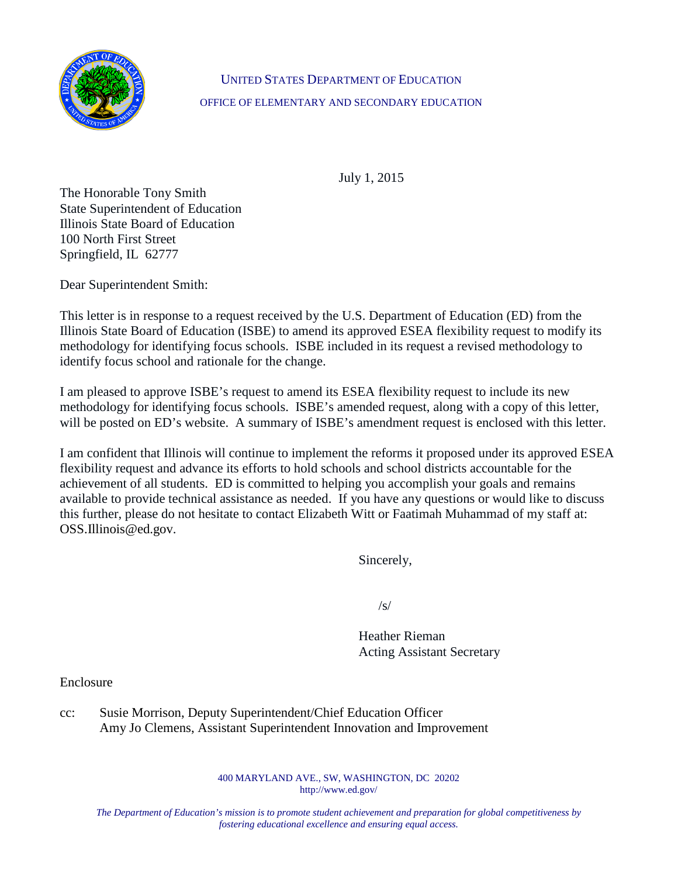UNITED STATES DEPARTMENT OF EDUCATION

OFFICE OF ELEMENTARY AND SECONDARY EDUCATION

July 1, 2015

The Honorable Tony Smith
State Superintendent of Education
Illinois State Board of Education
100 North First Street
Springfield, IL 62777

Dear Superintendent Smith:

This letter is in response to a request received by the U.S. Department of Education (ED) from the Illinois State Board of Education (ISBE) to amend its approved ESEA flexibility request to modify its methodology for identifying focus schools. ISBE included in its request a revised methodology to identify focus school and rationale for the change.

I am pleased to approve ISBE's request to amend its ESEA flexibility request to include its new methodology for identifying focus schools. ISBE's amended request, along with a copy of this letter, will be posted on ED's website. A summary of ISBE's amendment request is enclosed with this letter.

I am confident that Illinois will continue to implement the reforms it proposed under its approved ESEA flexibility request and advance its efforts to hold schools and school districts accountable for the achievement of all students. ED is committed to helping you accomplish your goals and remains available to provide technical assistance as needed. If you have any questions or would like to discuss this further, please do not hesitate to contact Elizabeth Witt or Faatimah Muhammad of my staff at: OSS.Illinois@ed.gov.

Sincerely,

/s/

Heather Rieman
Acting Assistant Secretary

Enclosure

cc: Susie Morrison, Deputy Superintendent/Chief Education Officer
Amy Jo Clemens, Assistant Superintendent Innovation and Improvement

400 MARYLAND AVE., SW, WASHINGTON, DC 20202
http://www.ed.gov/

*The Department of Education's mission is to promote student achievement and preparation for global competitiveness by fostering educational excellence and ensuring equal access.*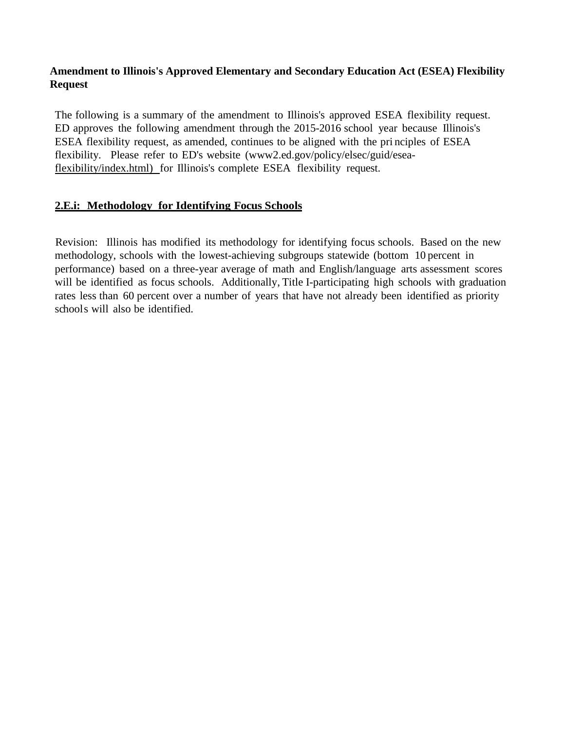**Amendment to Illinois's Approved Elementary and Secondary Education Act (ESEA) Flexibility Request**

The following is a summary of the amendment to Illinois's approved ESEA flexibility request. ED approves the following amendment through the 2015-2016 school year because Illinois's ESEA flexibility request, as amended, continues to be aligned with the principles of ESEA flexibility. Please refer to ED's website (www2.ed.gov/policy/elsec/guid/esea-flexibility/index.html) for Illinois's complete ESEA flexibility request.

**2.E.i: Methodology for Identifying Focus Schools**

Revision: Illinois has modified its methodology for identifying focus schools. Based on the new methodology, schools with the lowest-achieving subgroups statewide (bottom 10 percent in performance) based on a three-year average of math and English/language arts assessment scores will be identified as focus schools. Additionally, Title I-participating high schools with graduation rates less than 60 percent over a number of years that have not already been identified as priority schools will also be identified.